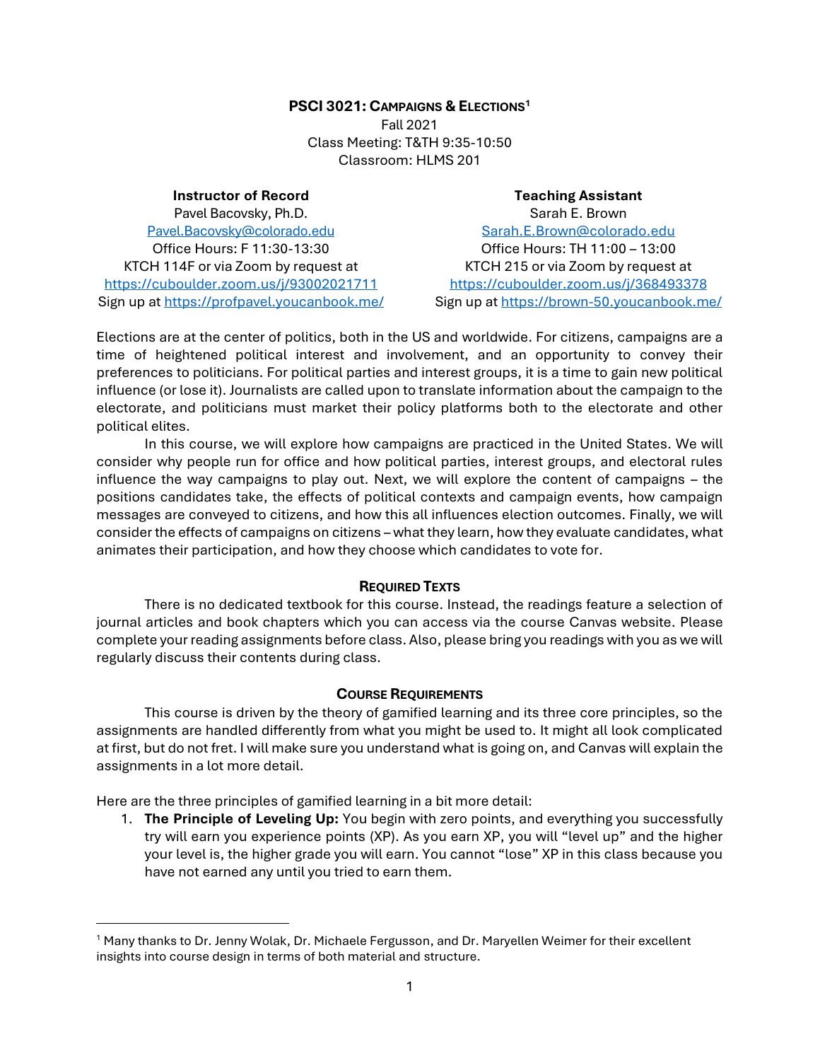# PSCI 3021: Campaigns & Elections[1]

Fall 2021
Class Meeting: T&TH 9:35-10:50
Classroom: HLMS 201

**Instructor of Record**
Pavel Bacovsky, Ph.D.
Pavel.Bacovsky@colorado.edu
Office Hours: F 11:30-13:30
KTCH 114F or via Zoom by request at
https://cuboulder.zoom.us/j/93002021711
Sign up at https://profpavel.youcanbook.me/

**Teaching Assistant**
Sarah E. Brown
Sarah.E.Brown@colorado.edu
Office Hours: TH 11:00 – 13:00
KTCH 215 or via Zoom by request at
https://cuboulder.zoom.us/j/368493378
Sign up at https://brown-50.youcanbook.me/

Elections are at the center of politics, both in the US and worldwide. For citizens, campaigns are a time of heightened political interest and involvement, and an opportunity to convey their preferences to politicians. For political parties and interest groups, it is a time to gain new political influence (or lose it). Journalists are called upon to translate information about the campaign to the electorate, and politicians must market their policy platforms both to the electorate and other political elites.

In this course, we will explore how campaigns are practiced in the United States. We will consider why people run for office and how political parties, interest groups, and electoral rules influence the way campaigns to play out. Next, we will explore the content of campaigns – the positions candidates take, the effects of political contexts and campaign events, how campaign messages are conveyed to citizens, and how this all influences election outcomes. Finally, we will consider the effects of campaigns on citizens – what they learn, how they evaluate candidates, what animates their participation, and how they choose which candidates to vote for.

## Required Texts

There is no dedicated textbook for this course. Instead, the readings feature a selection of journal articles and book chapters which you can access via the course Canvas website. Please complete your reading assignments before class. Also, please bring you readings with you as we will regularly discuss their contents during class.

## Course Requirements

This course is driven by the theory of gamified learning and its three core principles, so the assignments are handled differently from what you might be used to. It might all look complicated at first, but do not fret. I will make sure you understand what is going on, and Canvas will explain the assignments in a lot more detail.

Here are the three principles of gamified learning in a bit more detail:

1. **The Principle of Leveling Up:** You begin with zero points, and everything you successfully try will earn you experience points (XP). As you earn XP, you will "level up" and the higher your level is, the higher grade you will earn. You cannot "lose" XP in this class because you have not earned any until you tried to earn them.

[1] Many thanks to Dr. Jenny Wolak, Dr. Michaele Fergusson, and Dr. Maryellen Weimer for their excellent insights into course design in terms of both material and structure.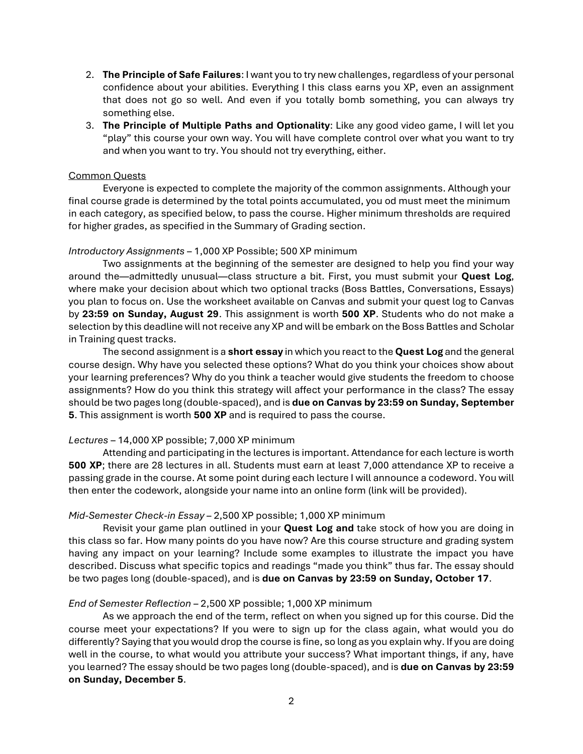2. **The Principle of Safe Failures**: I want you to try new challenges, regardless of your personal confidence about your abilities. Everything I this class earns you XP, even an assignment that does not go so well. And even if you totally bomb something, you can always try something else.
3. **The Principle of Multiple Paths and Optionality**: Like any good video game, I will let you "play" this course your own way. You will have complete control over what you want to try and when you want to try. You should not try everything, either.

<u>Common Quests</u>

Everyone is expected to complete the majority of the common assignments. Although your final course grade is determined by the total points accumulated, you od must meet the minimum in each category, as specified below, to pass the course. Higher minimum thresholds are required for higher grades, as specified in the Summary of Grading section.

*Introductory Assignments* – 1,000 XP Possible; 500 XP minimum

Two assignments at the beginning of the semester are designed to help you find your way around the—admittedly unusual—class structure a bit. First, you must submit your **Quest Log**, where make your decision about which two optional tracks (Boss Battles, Conversations, Essays) you plan to focus on. Use the worksheet available on Canvas and submit your quest log to Canvas by **23:59 on Sunday, August 29**. This assignment is worth **500 XP**. Students who do not make a selection by this deadline will not receive any XP and will be embark on the Boss Battles and Scholar in Training quest tracks.

The second assignment is a **short essay** in which you react to the **Quest Log** and the general course design. Why have you selected these options? What do you think your choices show about your learning preferences? Why do you think a teacher would give students the freedom to choose assignments? How do you think this strategy will affect your performance in the class? The essay should be two pages long (double-spaced), and is **due on Canvas by 23:59 on Sunday, September 5**. This assignment is worth **500 XP** and is required to pass the course.

*Lectures* – 14,000 XP possible; 7,000 XP minimum

Attending and participating in the lectures is important. Attendance for each lecture is worth **500 XP**; there are 28 lectures in all. Students must earn at least 7,000 attendance XP to receive a passing grade in the course. At some point during each lecture I will announce a codeword. You will then enter the codework, alongside your name into an online form (link will be provided).

*Mid-Semester Check-in Essay* – 2,500 XP possible; 1,000 XP minimum

Revisit your game plan outlined in your **Quest Log and** take stock of how you are doing in this class so far. How many points do you have now? Are this course structure and grading system having any impact on your learning? Include some examples to illustrate the impact you have described. Discuss what specific topics and readings "made you think" thus far. The essay should be two pages long (double-spaced), and is **due on Canvas by 23:59 on Sunday, October 17**.

*End of Semester Reflection* – 2,500 XP possible; 1,000 XP minimum

As we approach the end of the term, reflect on when you signed up for this course. Did the course meet your expectations? If you were to sign up for the class again, what would you do differently? Saying that you would drop the course is fine, so long as you explain why. If you are doing well in the course, to what would you attribute your success? What important things, if any, have you learned? The essay should be two pages long (double-spaced), and is **due on Canvas by 23:59 on Sunday, December 5**.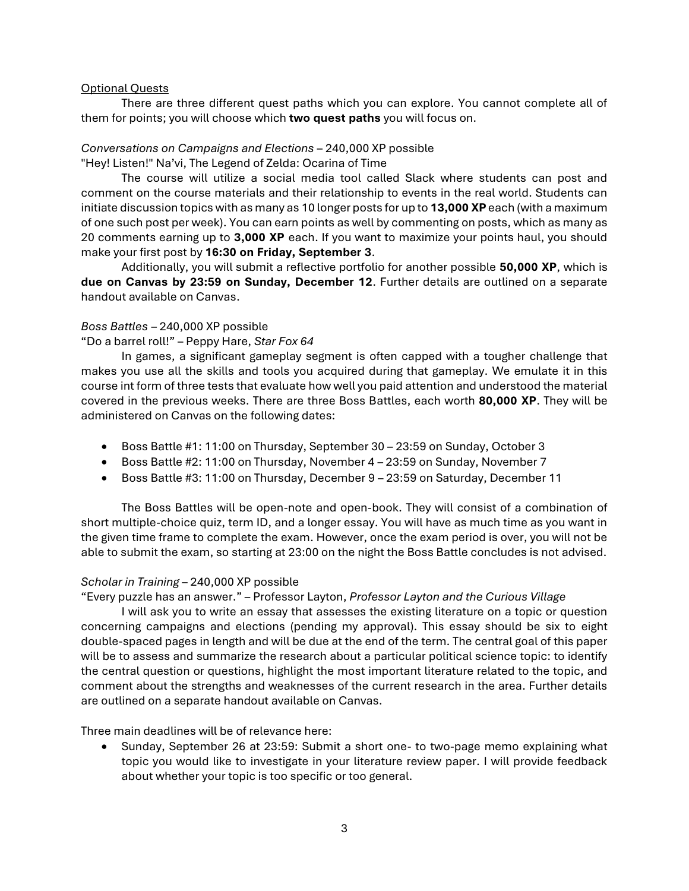<u>Optional Quests</u>

There are three different quest paths which you can explore. You cannot complete all of them for points; you will choose which **two quest paths** you will focus on.

*Conversations on Campaigns and Elections* – 240,000 XP possible

"Hey! Listen!" Na'vi, The Legend of Zelda: Ocarina of Time

The course will utilize a social media tool called Slack where students can post and comment on the course materials and their relationship to events in the real world. Students can initiate discussion topics with as many as 10 longer posts for up to **13,000 XP** each (with a maximum of one such post per week). You can earn points as well by commenting on posts, which as many as 20 comments earning up to **3,000 XP** each. If you want to maximize your points haul, you should make your first post by **16:30 on Friday, September 3**.

Additionally, you will submit a reflective portfolio for another possible **50,000 XP**, which is **due on Canvas by 23:59 on Sunday, December 12**. Further details are outlined on a separate handout available on Canvas.

*Boss Battles* – 240,000 XP possible

"Do a barrel roll!" – Peppy Hare, *Star Fox 64*

In games, a significant gameplay segment is often capped with a tougher challenge that makes you use all the skills and tools you acquired during that gameplay. We emulate it in this course int form of three tests that evaluate how well you paid attention and understood the material covered in the previous weeks. There are three Boss Battles, each worth **80,000 XP**. They will be administered on Canvas on the following dates:

- Boss Battle #1: 11:00 on Thursday, September 30 – 23:59 on Sunday, October 3
- Boss Battle #2: 11:00 on Thursday, November 4 – 23:59 on Sunday, November 7
- Boss Battle #3: 11:00 on Thursday, December 9 – 23:59 on Saturday, December 11

The Boss Battles will be open-note and open-book. They will consist of a combination of short multiple-choice quiz, term ID, and a longer essay. You will have as much time as you want in the given time frame to complete the exam. However, once the exam period is over, you will not be able to submit the exam, so starting at 23:00 on the night the Boss Battle concludes is not advised.

*Scholar in Training* – 240,000 XP possible

"Every puzzle has an answer." – Professor Layton, *Professor Layton and the Curious Village*

I will ask you to write an essay that assesses the existing literature on a topic or question concerning campaigns and elections (pending my approval). This essay should be six to eight double-spaced pages in length and will be due at the end of the term. The central goal of this paper will be to assess and summarize the research about a particular political science topic: to identify the central question or questions, highlight the most important literature related to the topic, and comment about the strengths and weaknesses of the current research in the area. Further details are outlined on a separate handout available on Canvas.

Three main deadlines will be of relevance here:

- Sunday, September 26 at 23:59: Submit a short one- to two-page memo explaining what topic you would like to investigate in your literature review paper. I will provide feedback about whether your topic is too specific or too general.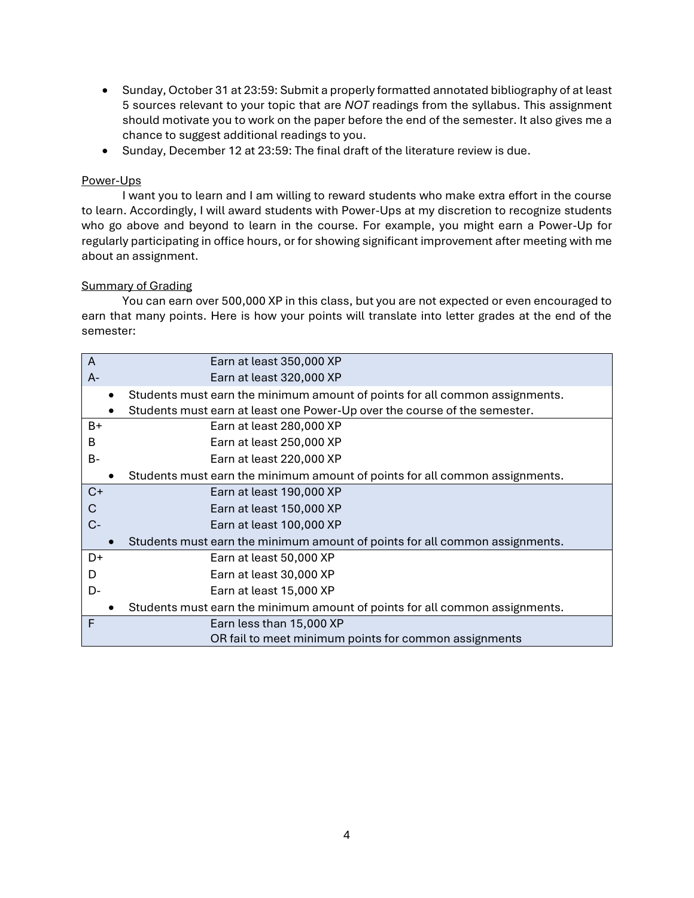- Sunday, October 31 at 23:59: Submit a properly formatted annotated bibliography of at least 5 sources relevant to your topic that are *NOT* readings from the syllabus. This assignment should motivate you to work on the paper before the end of the semester. It also gives me a chance to suggest additional readings to you.
- Sunday, December 12 at 23:59: The final draft of the literature review is due.

Power-Ups

I want you to learn and I am willing to reward students who make extra effort in the course to learn. Accordingly, I will award students with Power-Ups at my discretion to recognize students who go above and beyond to learn in the course. For example, you might earn a Power-Up for regularly participating in office hours, or for showing significant improvement after meeting with me about an assignment.

Summary of Grading

You can earn over 500,000 XP in this class, but you are not expected or even encouraged to earn that many points. Here is how your points will translate into letter grades at the end of the semester:

| Grade | Requirement |
|---|---|
| A | Earn at least 350,000 XP |
| A- | Earn at least 320,000 XP |
| | • Students must earn the minimum amount of points for all common assignments. • Students must earn at least one Power-Up over the course of the semester. |
| B+ | Earn at least 280,000 XP |
| B | Earn at least 250,000 XP |
| B- | Earn at least 220,000 XP |
| | • Students must earn the minimum amount of points for all common assignments. |
| C+ | Earn at least 190,000 XP |
| C | Earn at least 150,000 XP |
| C- | Earn at least 100,000 XP |
| | • Students must earn the minimum amount of points for all common assignments. |
| D+ | Earn at least 50,000 XP |
| D | Earn at least 30,000 XP |
| D- | Earn at least 15,000 XP |
| | • Students must earn the minimum amount of points for all common assignments. |
| F | Earn less than 15,000 XP OR fail to meet minimum points for common assignments |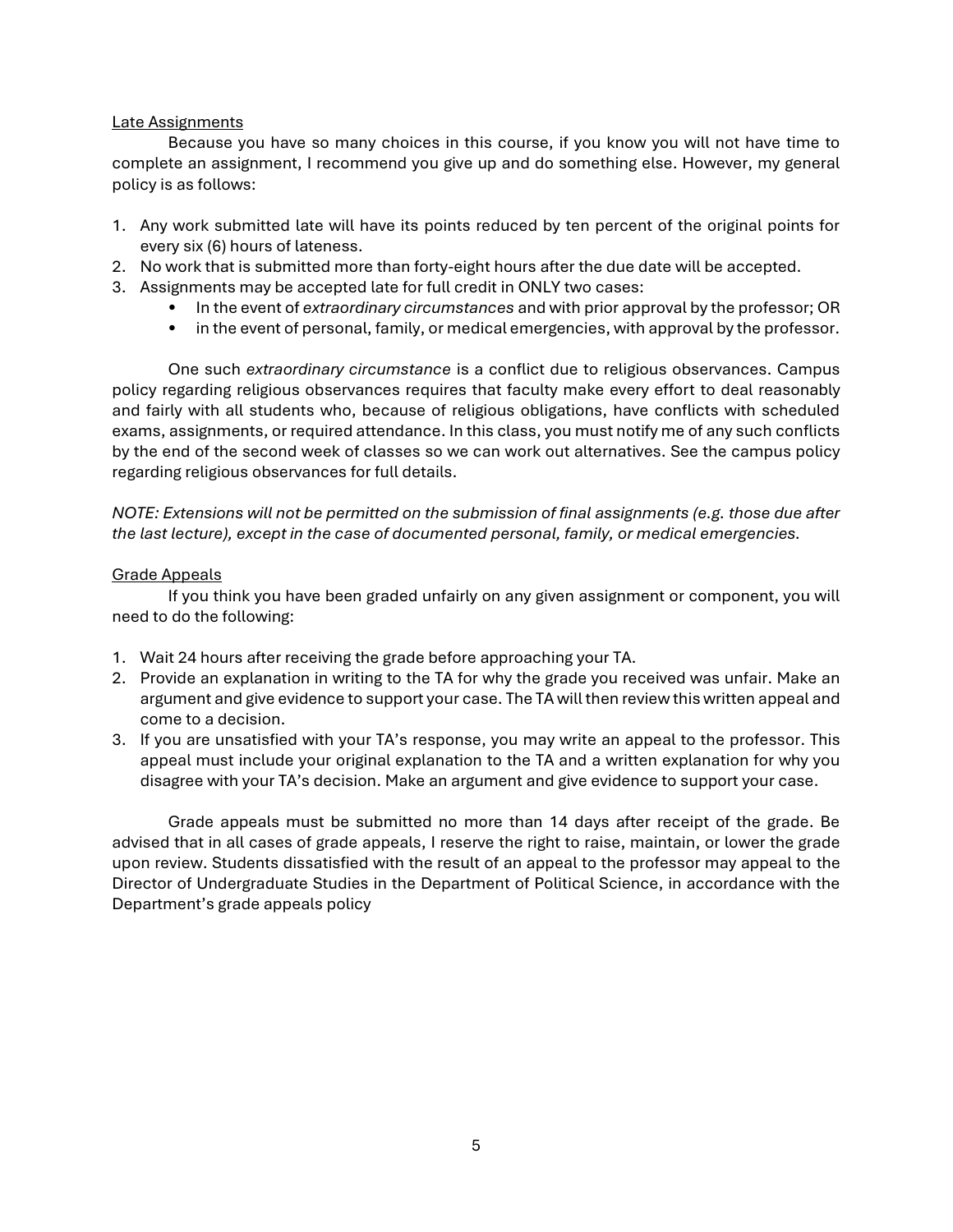## Late Assignments

Because you have so many choices in this course, if you know you will not have time to complete an assignment, I recommend you give up and do something else. However, my general policy is as follows:

1. Any work submitted late will have its points reduced by ten percent of the original points for every six (6) hours of lateness.
2. No work that is submitted more than forty-eight hours after the due date will be accepted.
3. Assignments may be accepted late for full credit in ONLY two cases:
    - In the event of *extraordinary circumstances* and with prior approval by the professor; OR
    - in the event of personal, family, or medical emergencies, with approval by the professor.

One such *extraordinary circumstance* is a conflict due to religious observances. Campus policy regarding religious observances requires that faculty make every effort to deal reasonably and fairly with all students who, because of religious obligations, have conflicts with scheduled exams, assignments, or required attendance. In this class, you must notify me of any such conflicts by the end of the second week of classes so we can work out alternatives. See the campus policy regarding religious observances for full details.

*NOTE: Extensions will not be permitted on the submission of final assignments (e.g. those due after the last lecture), except in the case of documented personal, family, or medical emergencies.*

## Grade Appeals

If you think you have been graded unfairly on any given assignment or component, you will need to do the following:

1. Wait 24 hours after receiving the grade before approaching your TA.
2. Provide an explanation in writing to the TA for why the grade you received was unfair. Make an argument and give evidence to support your case. The TA will then review this written appeal and come to a decision.
3. If you are unsatisfied with your TA's response, you may write an appeal to the professor. This appeal must include your original explanation to the TA and a written explanation for why you disagree with your TA's decision. Make an argument and give evidence to support your case.

Grade appeals must be submitted no more than 14 days after receipt of the grade. Be advised that in all cases of grade appeals, I reserve the right to raise, maintain, or lower the grade upon review. Students dissatisfied with the result of an appeal to the professor may appeal to the Director of Undergraduate Studies in the Department of Political Science, in accordance with the Department's grade appeals policy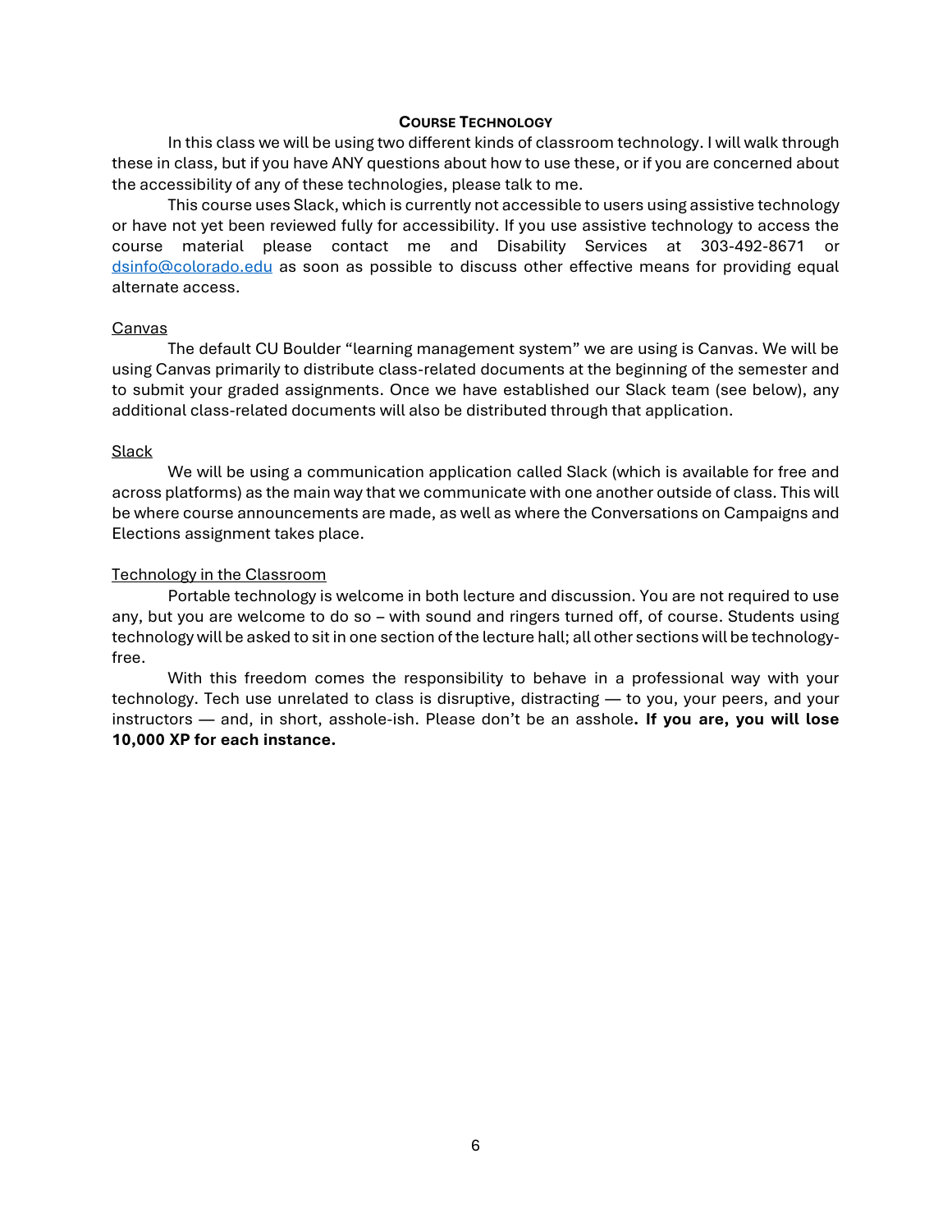## Course Technology

In this class we will be using two different kinds of classroom technology. I will walk through these in class, but if you have ANY questions about how to use these, or if you are concerned about the accessibility of any of these technologies, please talk to me.

This course uses Slack, which is currently not accessible to users using assistive technology or have not yet been reviewed fully for accessibility. If you use assistive technology to access the course material please contact me and Disability Services at 303-492-8671 or dsinfo@colorado.edu as soon as possible to discuss other effective means for providing equal alternate access.

### Canvas

The default CU Boulder "learning management system" we are using is Canvas. We will be using Canvas primarily to distribute class-related documents at the beginning of the semester and to submit your graded assignments. Once we have established our Slack team (see below), any additional class-related documents will also be distributed through that application.

### Slack

We will be using a communication application called Slack (which is available for free and across platforms) as the main way that we communicate with one another outside of class. This will be where course announcements are made, as well as where the Conversations on Campaigns and Elections assignment takes place.

### Technology in the Classroom

Portable technology is welcome in both lecture and discussion. You are not required to use any, but you are welcome to do so – with sound and ringers turned off, of course. Students using technology will be asked to sit in one section of the lecture hall; all other sections will be technology-free.

With this freedom comes the responsibility to behave in a professional way with your technology. Tech use unrelated to class is disruptive, distracting — to you, your peers, and your instructors — and, in short, asshole-ish. Please don't be an asshole**. If you are, you will lose 10,000 XP for each instance.**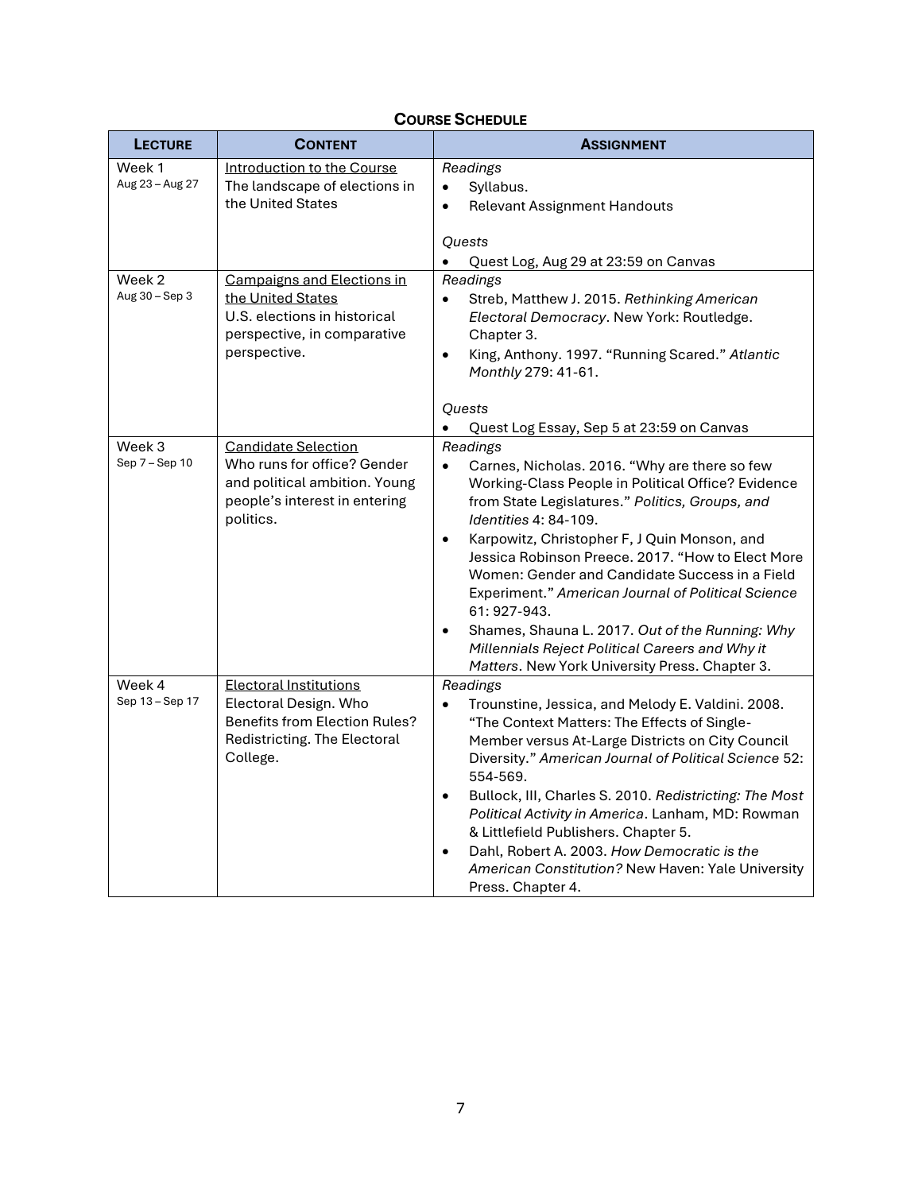## COURSE SCHEDULE

| LECTURE | CONTENT | ASSIGNMENT |
| --- | --- | --- |
| Week 1<br>Aug 23 – Aug 27 | <u>Introduction to the Course</u><br>The landscape of elections in the United States | *Readings*<br>• Syllabus.<br>• Relevant Assignment Handouts<br><br>*Quests*<br>• Quest Log, Aug 29 at 23:59 on Canvas |
| Week 2<br>Aug 30 – Sep 3 | <u>Campaigns and Elections in the United States</u><br>U.S. elections in historical perspective, in comparative perspective. | *Readings*<br>• Streb, Matthew J. 2015. *Rethinking American Electoral Democracy*. New York: Routledge. Chapter 3.<br>• King, Anthony. 1997. "Running Scared." *Atlantic Monthly* 279: 41-61.<br><br>*Quests*<br>• Quest Log Essay, Sep 5 at 23:59 on Canvas |
| Week 3<br>Sep 7 – Sep 10 | <u>Candidate Selection</u><br>Who runs for office? Gender and political ambition. Young people's interest in entering politics. | *Readings*<br>• Carnes, Nicholas. 2016. "Why are there so few Working-Class People in Political Office? Evidence from State Legislatures." *Politics, Groups, and Identities* 4: 84-109.<br>• Karpowitz, Christopher F, J Quin Monson, and Jessica Robinson Preece. 2017. "How to Elect More Women: Gender and Candidate Success in a Field Experiment." *American Journal of Political Science* 61: 927-943.<br>• Shames, Shauna L. 2017. *Out of the Running: Why Millennials Reject Political Careers and Why it Matters*. New York University Press. Chapter 3. |
| Week 4<br>Sep 13 – Sep 17 | <u>Electoral Institutions</u><br>Electoral Design. Who Benefits from Election Rules? Redistricting. The Electoral College. | *Readings*<br>• Trounstine, Jessica, and Melody E. Valdini. 2008. "The Context Matters: The Effects of Single-Member versus At-Large Districts on City Council Diversity." *American Journal of Political Science* 52: 554-569.<br>• Bullock, III, Charles S. 2010. *Redistricting: The Most Political Activity in America*. Lanham, MD: Rowman & Littlefield Publishers. Chapter 5.<br>• Dahl, Robert A. 2003. *How Democratic is the American Constitution?* New Haven: Yale University Press. Chapter 4. |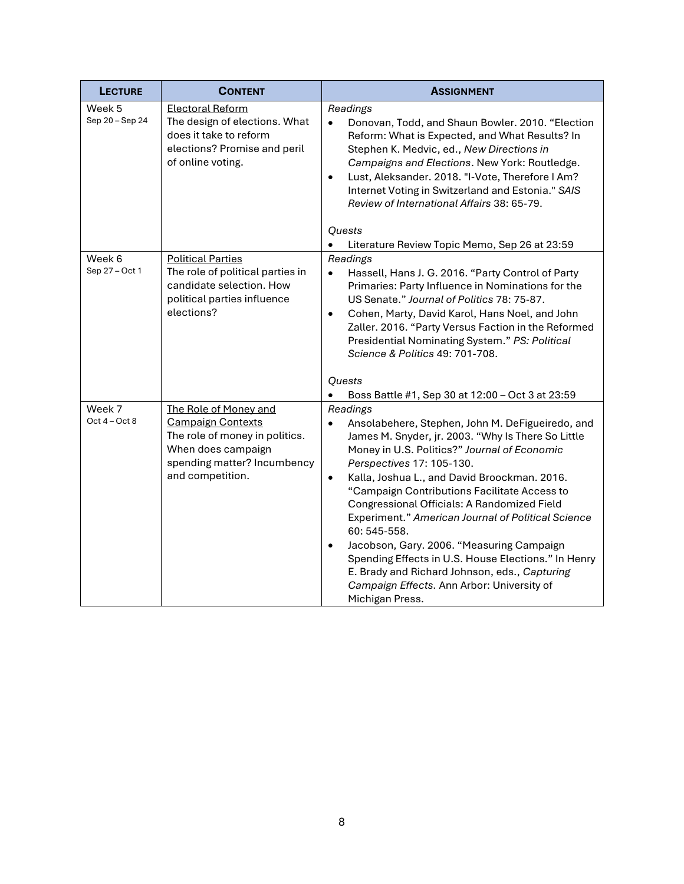| LECTURE | CONTENT | ASSIGNMENT |
|---|---|---|
| Week 5<br>Sep 20 – Sep 24 | <u>Electoral Reform</u><br>The design of elections. What does it take to reform elections? Promise and peril of online voting. | *Readings*<br>• Donovan, Todd, and Shaun Bowler. 2010. "Election Reform: What is Expected, and What Results? In Stephen K. Medvic, ed., *New Directions in Campaigns and Elections*. New York: Routledge.<br>• Lust, Aleksander. 2018. "I-Vote, Therefore I Am? Internet Voting in Switzerland and Estonia." *SAIS Review of International Affairs* 38: 65-79.<br><br>*Quests*<br>• Literature Review Topic Memo, Sep 26 at 23:59 |
| Week 6<br>Sep 27 – Oct 1 | <u>Political Parties</u><br>The role of political parties in candidate selection. How political parties influence elections? | *Readings*<br>• Hassell, Hans J. G. 2016. "Party Control of Party Primaries: Party Influence in Nominations for the US Senate." *Journal of Politics* 78: 75-87.<br>• Cohen, Marty, David Karol, Hans Noel, and John Zaller. 2016. "Party Versus Faction in the Reformed Presidential Nominating System." *PS: Political Science & Politics* 49: 701-708.<br><br>*Quests*<br>• Boss Battle #1, Sep 30 at 12:00 – Oct 3 at 23:59 |
| Week 7<br>Oct 4 – Oct 8 | <u>The Role of Money and Campaign Contexts</u><br>The role of money in politics. When does campaign spending matter? Incumbency and competition. | *Readings*<br>• Ansolabehere, Stephen, John M. DeFigueiredo, and James M. Snyder, jr. 2003. "Why Is There So Little Money in U.S. Politics?" *Journal of Economic Perspectives* 17: 105-130.<br>• Kalla, Joshua L., and David Broockman. 2016. "Campaign Contributions Facilitate Access to Congressional Officials: A Randomized Field Experiment." *American Journal of Political Science* 60: 545-558.<br>• Jacobson, Gary. 2006. "Measuring Campaign Spending Effects in U.S. House Elections." In Henry E. Brady and Richard Johnson, eds., *Capturing Campaign Effects*. Ann Arbor: University of Michigan Press. |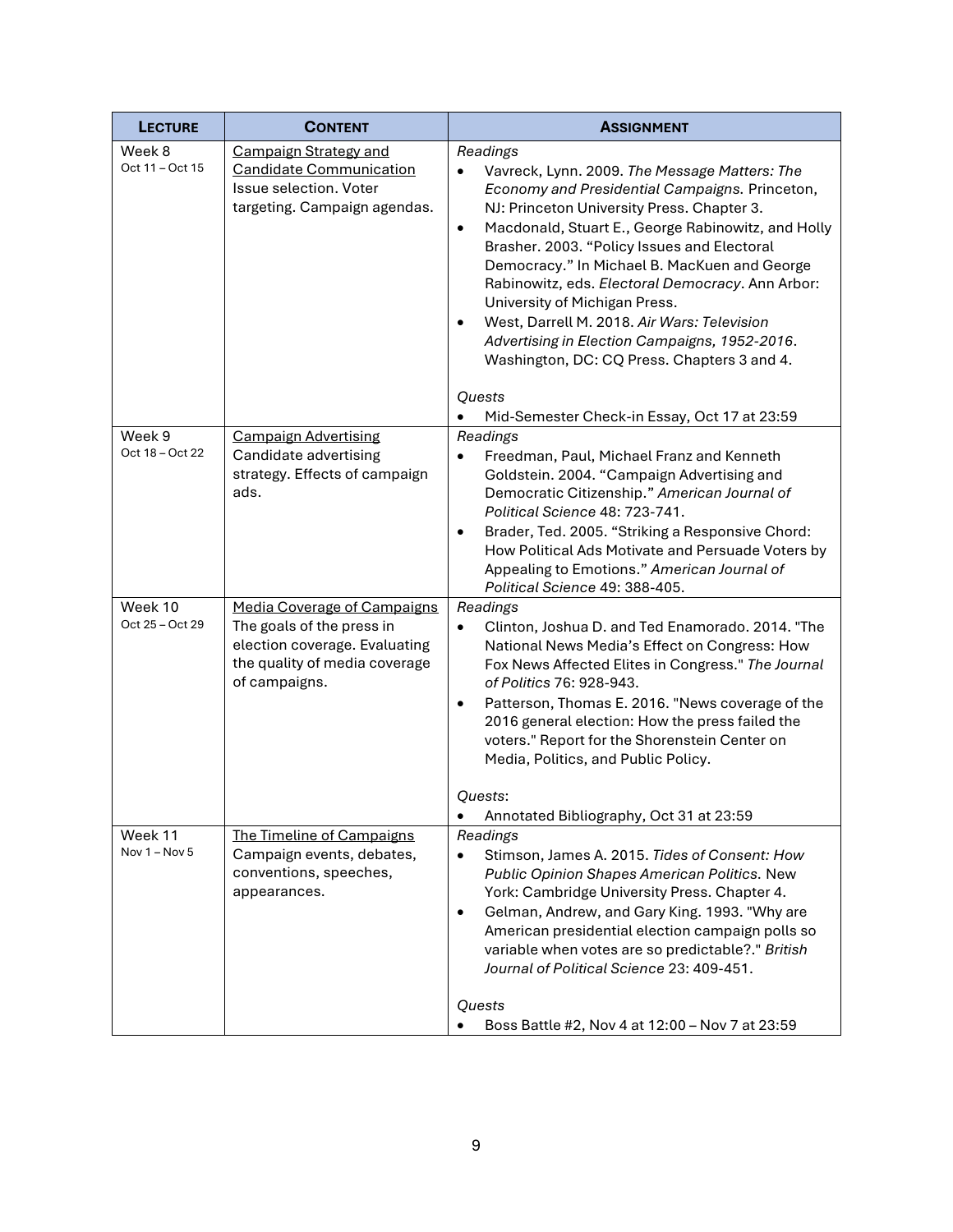| Lecture | Content | Assignment |
|---|---|---|
| Week 8<br>Oct 11 – Oct 15 | Campaign Strategy and Candidate Communication<br>Issue selection. Voter targeting. Campaign agendas. | *Readings*<br>• Vavreck, Lynn. 2009. *The Message Matters: The Economy and Presidential Campaigns.* Princeton, NJ: Princeton University Press. Chapter 3.<br>• Macdonald, Stuart E., George Rabinowitz, and Holly Brasher. 2003. "Policy Issues and Electoral Democracy." In Michael B. MacKuen and George Rabinowitz, eds. *Electoral Democracy*. Ann Arbor: University of Michigan Press.<br>• West, Darrell M. 2018. *Air Wars: Television Advertising in Election Campaigns, 1952-2016*. Washington, DC: CQ Press. Chapters 3 and 4.<br><br>*Quests*<br>• Mid-Semester Check-in Essay, Oct 17 at 23:59 |
| Week 9<br>Oct 18 – Oct 22 | Campaign Advertising<br>Candidate advertising strategy. Effects of campaign ads. | *Readings*<br>• Freedman, Paul, Michael Franz and Kenneth Goldstein. 2004. "Campaign Advertising and Democratic Citizenship." *American Journal of Political Science* 48: 723-741.<br>• Brader, Ted. 2005. "Striking a Responsive Chord: How Political Ads Motivate and Persuade Voters by Appealing to Emotions." *American Journal of Political Science* 49: 388-405. |
| Week 10<br>Oct 25 – Oct 29 | Media Coverage of Campaigns<br>The goals of the press in election coverage. Evaluating the quality of media coverage of campaigns. | *Readings*<br>• Clinton, Joshua D. and Ted Enamorado. 2014. "The National News Media's Effect on Congress: How Fox News Affected Elites in Congress." *The Journal of Politics* 76: 928-943.<br>• Patterson, Thomas E. 2016. "News coverage of the 2016 general election: How the press failed the voters." Report for the Shorenstein Center on Media, Politics, and Public Policy.<br><br>*Quests*:<br>• Annotated Bibliography, Oct 31 at 23:59 |
| Week 11<br>Nov 1 – Nov 5 | The Timeline of Campaigns<br>Campaign events, debates, conventions, speeches, appearances. | *Readings*<br>• Stimson, James A. 2015. *Tides of Consent: How Public Opinion Shapes American Politics.* New York: Cambridge University Press. Chapter 4.<br>• Gelman, Andrew, and Gary King. 1993. "Why are American presidential election campaign polls so variable when votes are so predictable?." *British Journal of Political Science* 23: 409-451.<br><br>*Quests*<br>• Boss Battle #2, Nov 4 at 12:00 – Nov 7 at 23:59 |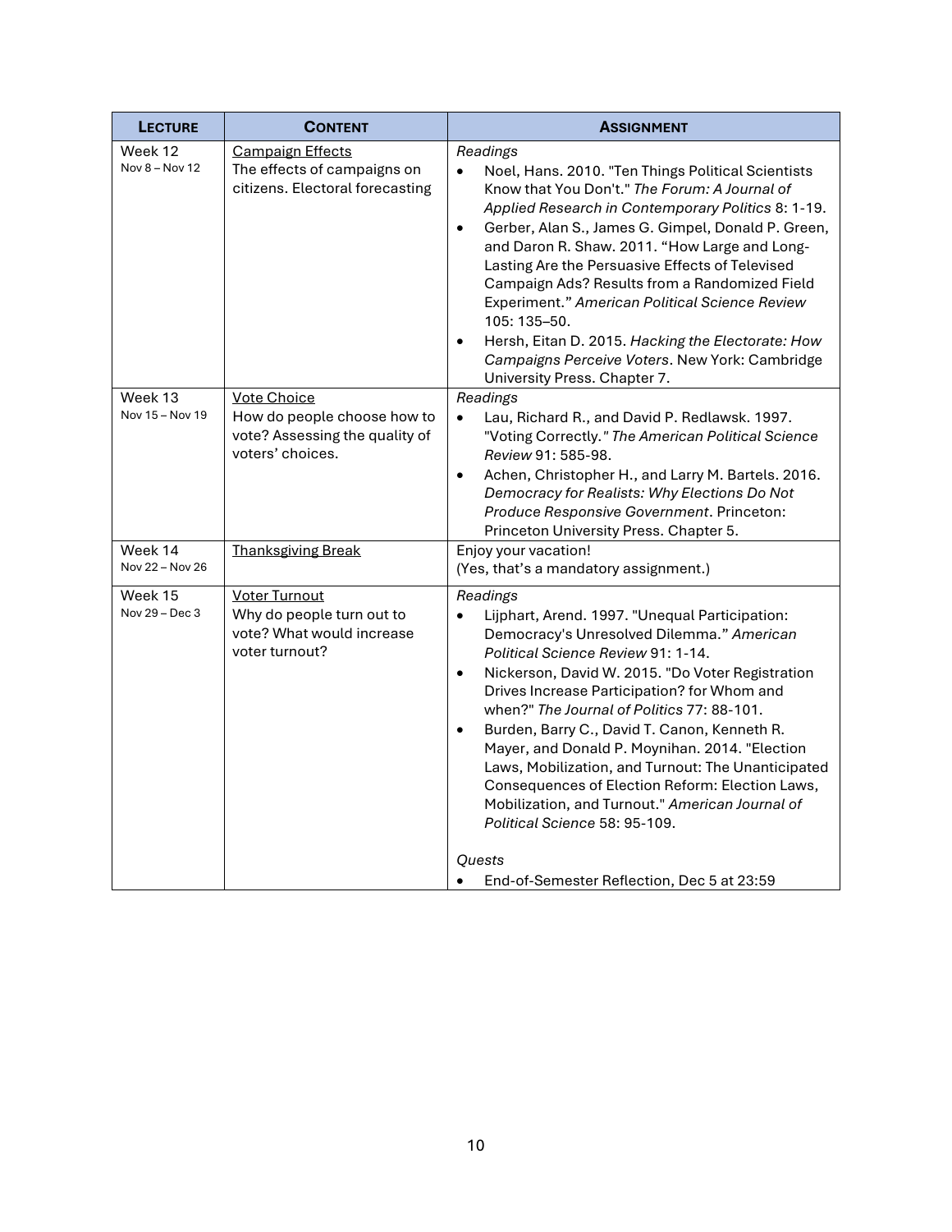| **LECTURE** | **CONTENT** | **ASSIGNMENT** |
|---|---|---|
| Week 12<br>Nov 8 – Nov 12 | Campaign Effects<br>The effects of campaigns on citizens. Electoral forecasting | *Readings*<br>• Noel, Hans. 2010. "Ten Things Political Scientists Know that You Don't." *The Forum: A Journal of Applied Research in Contemporary Politics* 8: 1-19.<br>• Gerber, Alan S., James G. Gimpel, Donald P. Green, and Daron R. Shaw. 2011. "How Large and Long-Lasting Are the Persuasive Effects of Televised Campaign Ads? Results from a Randomized Field Experiment." *American Political Science Review* 105: 135–50.<br>• Hersh, Eitan D. 2015. *Hacking the Electorate: How Campaigns Perceive Voters*. New York: Cambridge University Press. Chapter 7. |
| Week 13<br>Nov 15 – Nov 19 | Vote Choice<br>How do people choose how to vote? Assessing the quality of voters' choices. | *Readings*<br>• Lau, Richard R., and David P. Redlawsk. 1997. "Voting Correctly." *The American Political Science Review* 91: 585-98.<br>• Achen, Christopher H., and Larry M. Bartels. 2016. *Democracy for Realists: Why Elections Do Not Produce Responsive Government*. Princeton: Princeton University Press. Chapter 5. |
| Week 14<br>Nov 22 – Nov 26 | Thanksgiving Break | Enjoy your vacation!<br>(Yes, that's a mandatory assignment.) |
| Week 15<br>Nov 29 – Dec 3 | Voter Turnout<br>Why do people turn out to vote? What would increase voter turnout? | *Readings*<br>• Lijphart, Arend. 1997. "Unequal Participation: Democracy's Unresolved Dilemma." *American Political Science Review* 91: 1-14.<br>• Nickerson, David W. 2015. "Do Voter Registration Drives Increase Participation? for Whom and when?" *The Journal of Politics* 77: 88-101.<br>• Burden, Barry C., David T. Canon, Kenneth R. Mayer, and Donald P. Moynihan. 2014. "Election Laws, Mobilization, and Turnout: The Unanticipated Consequences of Election Reform: Election Laws, Mobilization, and Turnout." *American Journal of Political Science* 58: 95-109.<br><br>*Quests*<br>• End-of-Semester Reflection, Dec 5 at 23:59 |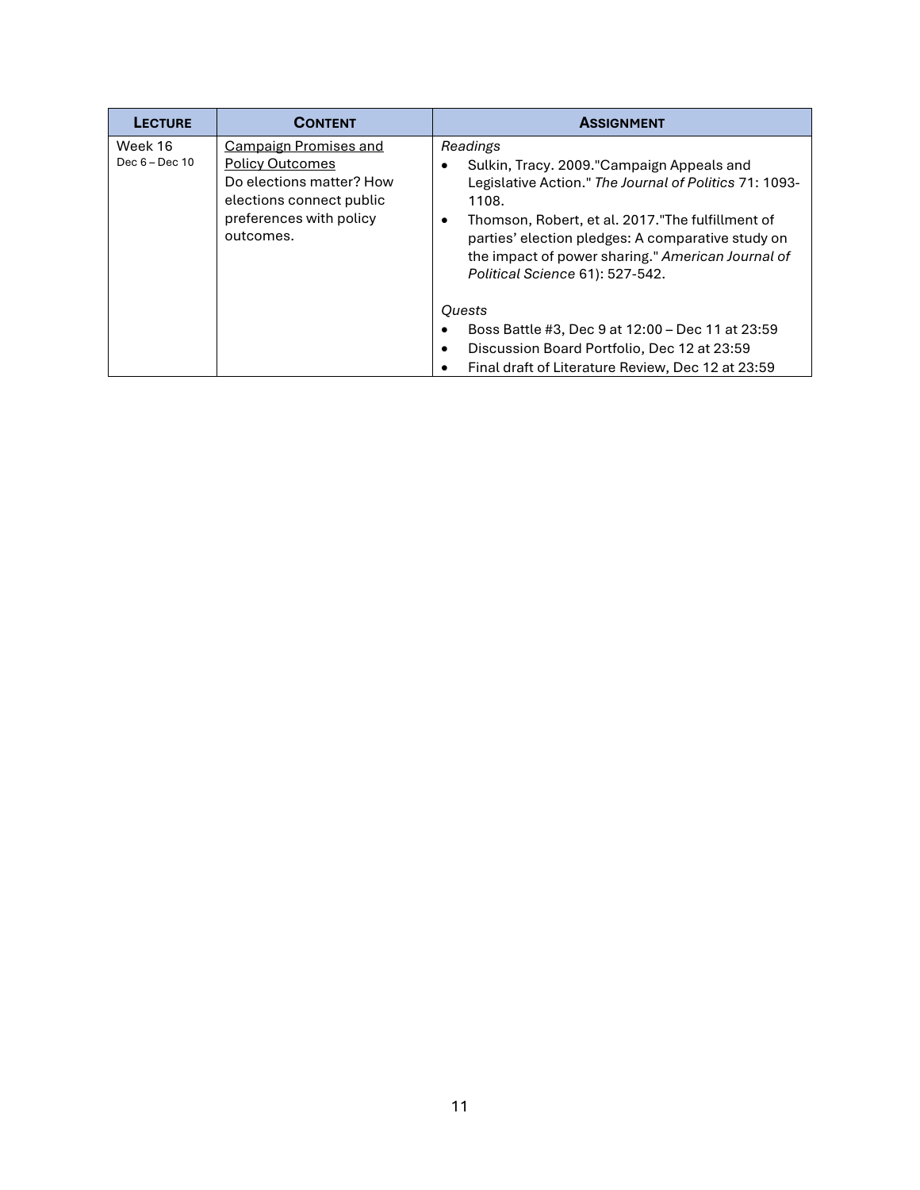| Lecture | Content | Assignment |
|---|---|---|
| Week 16<br>Dec 6 – Dec 10 | <u>Campaign Promises and Policy Outcomes</u><br>Do elections matter? How elections connect public preferences with policy outcomes. | *Readings*<br>• Sulkin, Tracy. 2009."Campaign Appeals and Legislative Action." *The Journal of Politics* 71: 1093-1108.<br>• Thomson, Robert, et al. 2017."The fulfillment of parties' election pledges: A comparative study on the impact of power sharing." *American Journal of Political Science* 61): 527-542.<br><br>*Quests*<br>• Boss Battle #3, Dec 9 at 12:00 – Dec 11 at 23:59<br>• Discussion Board Portfolio, Dec 12 at 23:59<br>• Final draft of Literature Review, Dec 12 at 23:59 |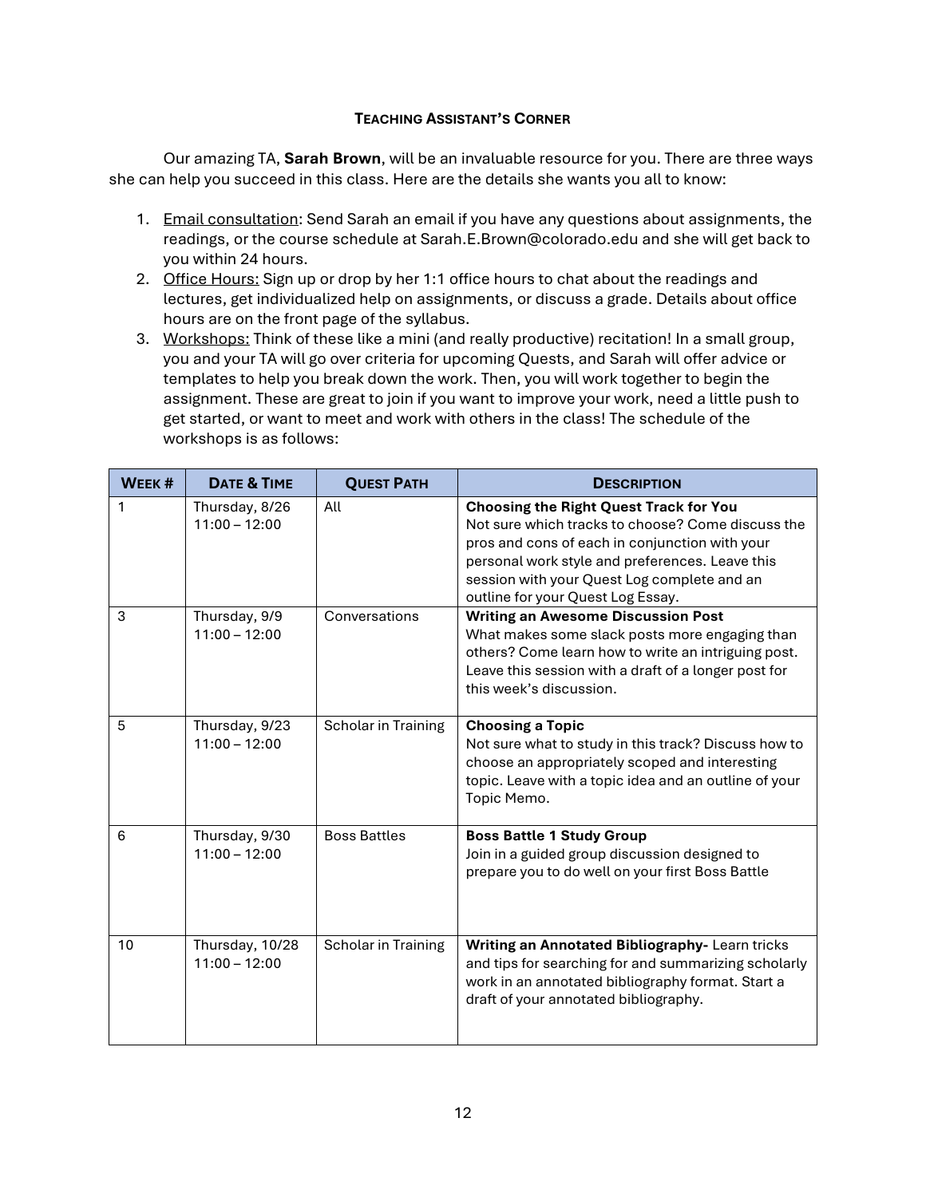## TEACHING ASSISTANT'S CORNER

Our amazing TA, **Sarah Brown**, will be an invaluable resource for you. There are three ways she can help you succeed in this class. Here are the details she wants you all to know:

1. Email consultation: Send Sarah an email if you have any questions about assignments, the readings, or the course schedule at Sarah.E.Brown@colorado.edu and she will get back to you within 24 hours.
2. Office Hours: Sign up or drop by her 1:1 office hours to chat about the readings and lectures, get individualized help on assignments, or discuss a grade. Details about office hours are on the front page of the syllabus.
3. Workshops: Think of these like a mini (and really productive) recitation! In a small group, you and your TA will go over criteria for upcoming Quests, and Sarah will offer advice or templates to help you break down the work. Then, you will work together to begin the assignment. These are great to join if you want to improve your work, need a little push to get started, or want to meet and work with others in the class! The schedule of the workshops is as follows:

| WEEK # | DATE & TIME | QUEST PATH | DESCRIPTION |
|---|---|---|---|
| 1 | Thursday, 8/26 11:00 – 12:00 | All | **Choosing the Right Quest Track for You** Not sure which tracks to choose? Come discuss the pros and cons of each in conjunction with your personal work style and preferences. Leave this session with your Quest Log complete and an outline for your Quest Log Essay. |
| 3 | Thursday, 9/9 11:00 – 12:00 | Conversations | **Writing an Awesome Discussion Post** What makes some slack posts more engaging than others? Come learn how to write an intriguing post. Leave this session with a draft of a longer post for this week's discussion. |
| 5 | Thursday, 9/23 11:00 – 12:00 | Scholar in Training | **Choosing a Topic** Not sure what to study in this track? Discuss how to choose an appropriately scoped and interesting topic. Leave with a topic idea and an outline of your Topic Memo. |
| 6 | Thursday, 9/30 11:00 – 12:00 | Boss Battles | **Boss Battle 1 Study Group** Join in a guided group discussion designed to prepare you to do well on your first Boss Battle |
| 10 | Thursday, 10/28 11:00 – 12:00 | Scholar in Training | **Writing an Annotated Bibliography-** Learn tricks and tips for searching for and summarizing scholarly work in an annotated bibliography format. Start a draft of your annotated bibliography. |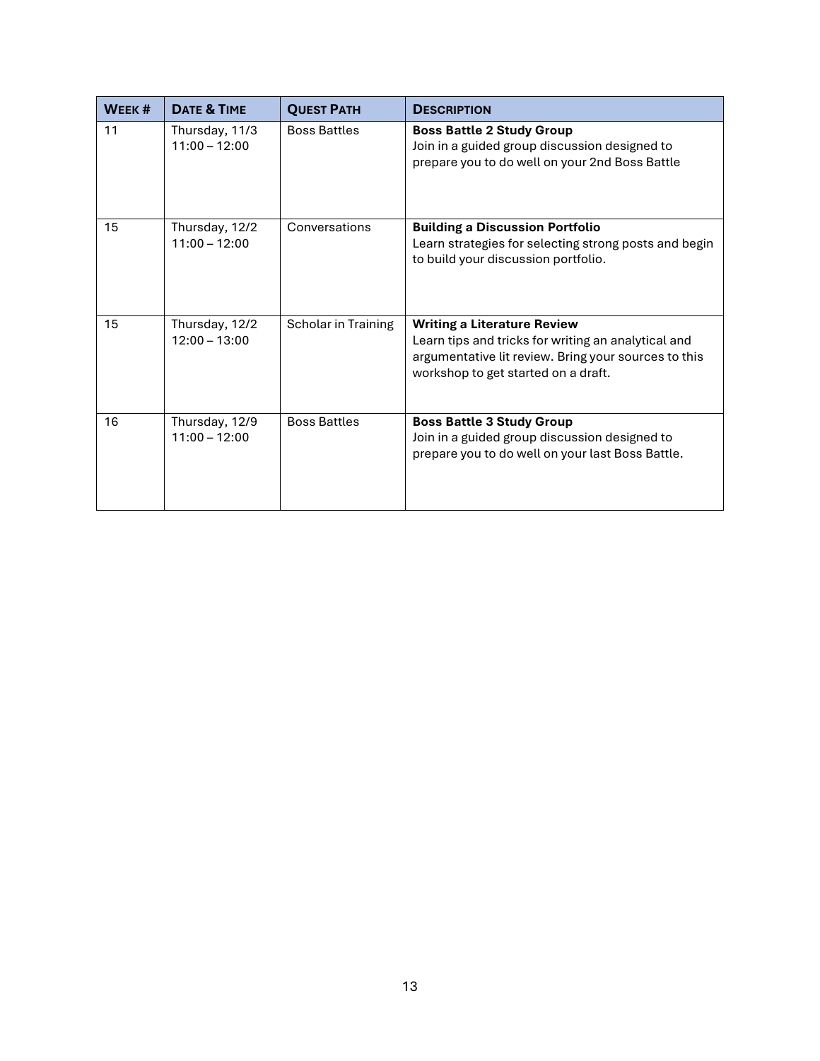| WEEK # | DATE & TIME | QUEST PATH | DESCRIPTION |
| --- | --- | --- | --- |
| 11 | Thursday, 11/3 11:00 – 12:00 | Boss Battles | **Boss Battle 2 Study Group** Join in a guided group discussion designed to prepare you to do well on your 2nd Boss Battle |
| 15 | Thursday, 12/2 11:00 – 12:00 | Conversations | **Building a Discussion Portfolio** Learn strategies for selecting strong posts and begin to build your discussion portfolio. |
| 15 | Thursday, 12/2 12:00 – 13:00 | Scholar in Training | **Writing a Literature Review** Learn tips and tricks for writing an analytical and argumentative lit review. Bring your sources to this workshop to get started on a draft. |
| 16 | Thursday, 12/9 11:00 – 12:00 | Boss Battles | **Boss Battle 3 Study Group** Join in a guided group discussion designed to prepare you to do well on your last Boss Battle. |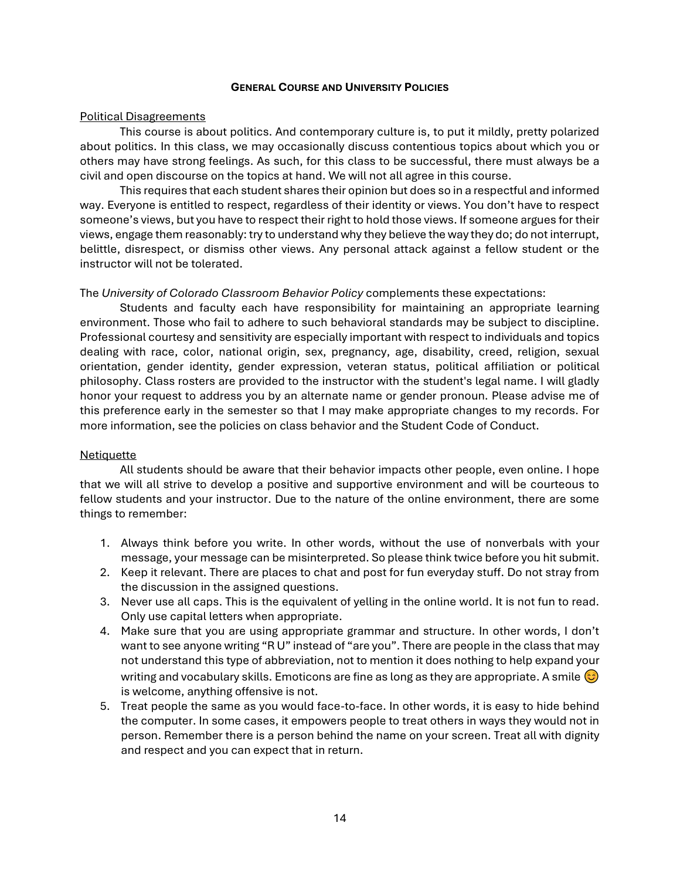## General Course and University Policies

<u>Political Disagreements</u>

This course is about politics. And contemporary culture is, to put it mildly, pretty polarized about politics. In this class, we may occasionally discuss contentious topics about which you or others may have strong feelings. As such, for this class to be successful, there must always be a civil and open discourse on the topics at hand. We will not all agree in this course.

This requires that each student shares their opinion but does so in a respectful and informed way. Everyone is entitled to respect, regardless of their identity or views. You don't have to respect someone's views, but you have to respect their right to hold those views. If someone argues for their views, engage them reasonably: try to understand why they believe the way they do; do not interrupt, belittle, disrespect, or dismiss other views. Any personal attack against a fellow student or the instructor will not be tolerated.

The *University of Colorado Classroom Behavior Policy* complements these expectations:

Students and faculty each have responsibility for maintaining an appropriate learning environment. Those who fail to adhere to such behavioral standards may be subject to discipline. Professional courtesy and sensitivity are especially important with respect to individuals and topics dealing with race, color, national origin, sex, pregnancy, age, disability, creed, religion, sexual orientation, gender identity, gender expression, veteran status, political affiliation or political philosophy. Class rosters are provided to the instructor with the student's legal name. I will gladly honor your request to address you by an alternate name or gender pronoun. Please advise me of this preference early in the semester so that I may make appropriate changes to my records. For more information, see the policies on class behavior and the Student Code of Conduct.

<u>Netiquette</u>

All students should be aware that their behavior impacts other people, even online. I hope that we will all strive to develop a positive and supportive environment and will be courteous to fellow students and your instructor. Due to the nature of the online environment, there are some things to remember:

1. Always think before you write. In other words, without the use of nonverbals with your message, your message can be misinterpreted. So please think twice before you hit submit.
2. Keep it relevant. There are places to chat and post for fun everyday stuff. Do not stray from the discussion in the assigned questions.
3. Never use all caps. This is the equivalent of yelling in the online world. It is not fun to read. Only use capital letters when appropriate.
4. Make sure that you are using appropriate grammar and structure. In other words, I don't want to see anyone writing "R U" instead of "are you". There are people in the class that may not understand this type of abbreviation, not to mention it does nothing to help expand your writing and vocabulary skills. Emoticons are fine as long as they are appropriate. A smile 😊 is welcome, anything offensive is not.
5. Treat people the same as you would face-to-face. In other words, it is easy to hide behind the computer. In some cases, it empowers people to treat others in ways they would not in person. Remember there is a person behind the name on your screen. Treat all with dignity and respect and you can expect that in return.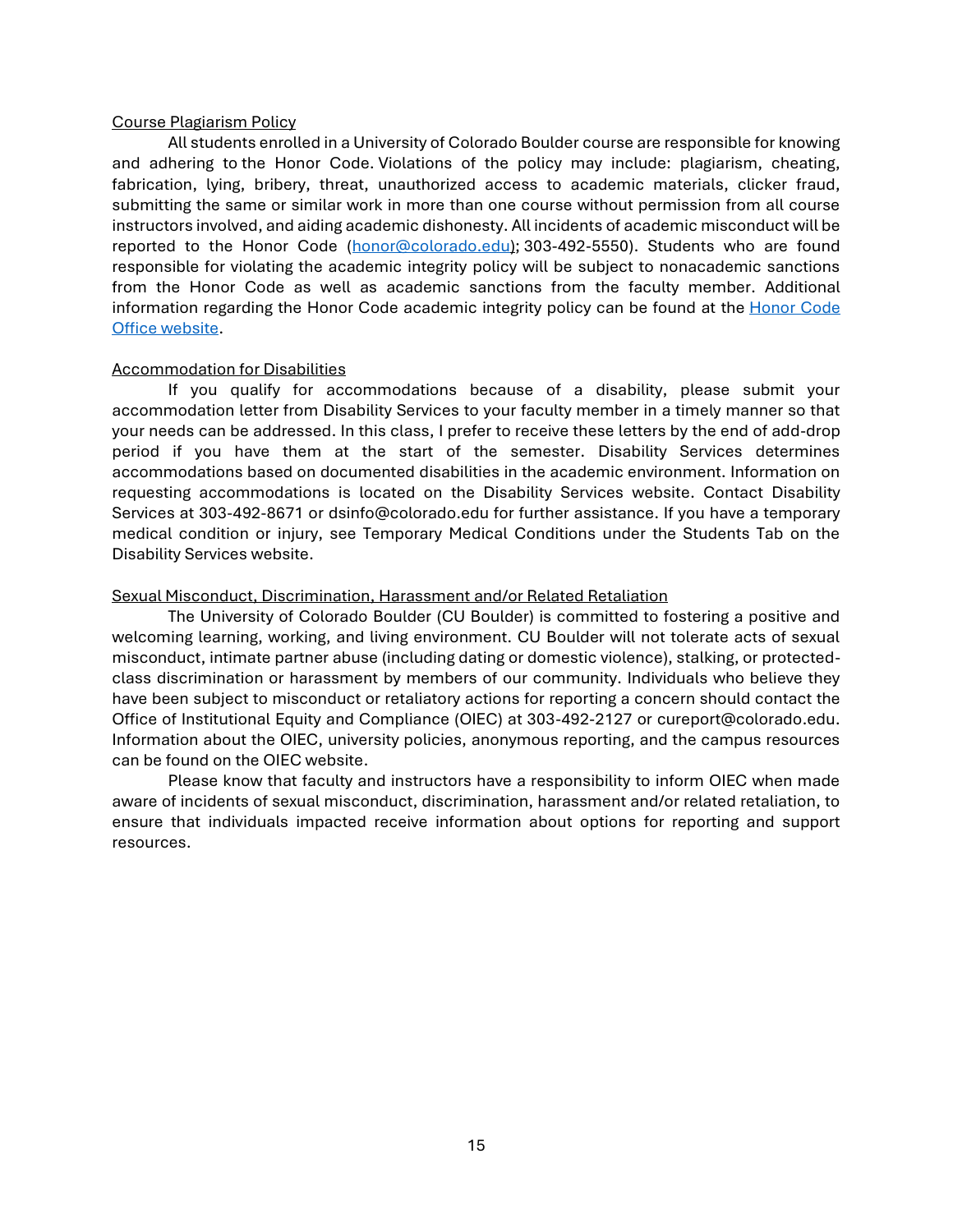<u>Course Plagiarism Policy</u>

All students enrolled in a University of Colorado Boulder course are responsible for knowing and adhering to the Honor Code. Violations of the policy may include: plagiarism, cheating, fabrication, lying, bribery, threat, unauthorized access to academic materials, clicker fraud, submitting the same or similar work in more than one course without permission from all course instructors involved, and aiding academic dishonesty. All incidents of academic misconduct will be reported to the Honor Code ([honor@colorado.edu](mailto:honor@colorado.edu)); 303-492-5550). Students who are found responsible for violating the academic integrity policy will be subject to nonacademic sanctions from the Honor Code as well as academic sanctions from the faculty member. Additional information regarding the Honor Code academic integrity policy can be found at the [Honor Code Office website](#).

<u>Accommodation for Disabilities</u>

If you qualify for accommodations because of a disability, please submit your accommodation letter from Disability Services to your faculty member in a timely manner so that your needs can be addressed. In this class, I prefer to receive these letters by the end of add-drop period if you have them at the start of the semester. Disability Services determines accommodations based on documented disabilities in the academic environment. Information on requesting accommodations is located on the Disability Services website. Contact Disability Services at 303-492-8671 or dsinfo@colorado.edu for further assistance. If you have a temporary medical condition or injury, see Temporary Medical Conditions under the Students Tab on the Disability Services website.

<u>Sexual Misconduct, Discrimination, Harassment and/or Related Retaliation</u>

The University of Colorado Boulder (CU Boulder) is committed to fostering a positive and welcoming learning, working, and living environment. CU Boulder will not tolerate acts of sexual misconduct, intimate partner abuse (including dating or domestic violence), stalking, or protected-class discrimination or harassment by members of our community. Individuals who believe they have been subject to misconduct or retaliatory actions for reporting a concern should contact the Office of Institutional Equity and Compliance (OIEC) at 303-492-2127 or cureport@colorado.edu. Information about the OIEC, university policies, anonymous reporting, and the campus resources can be found on the OIEC website.

Please know that faculty and instructors have a responsibility to inform OIEC when made aware of incidents of sexual misconduct, discrimination, harassment and/or related retaliation, to ensure that individuals impacted receive information about options for reporting and support resources.